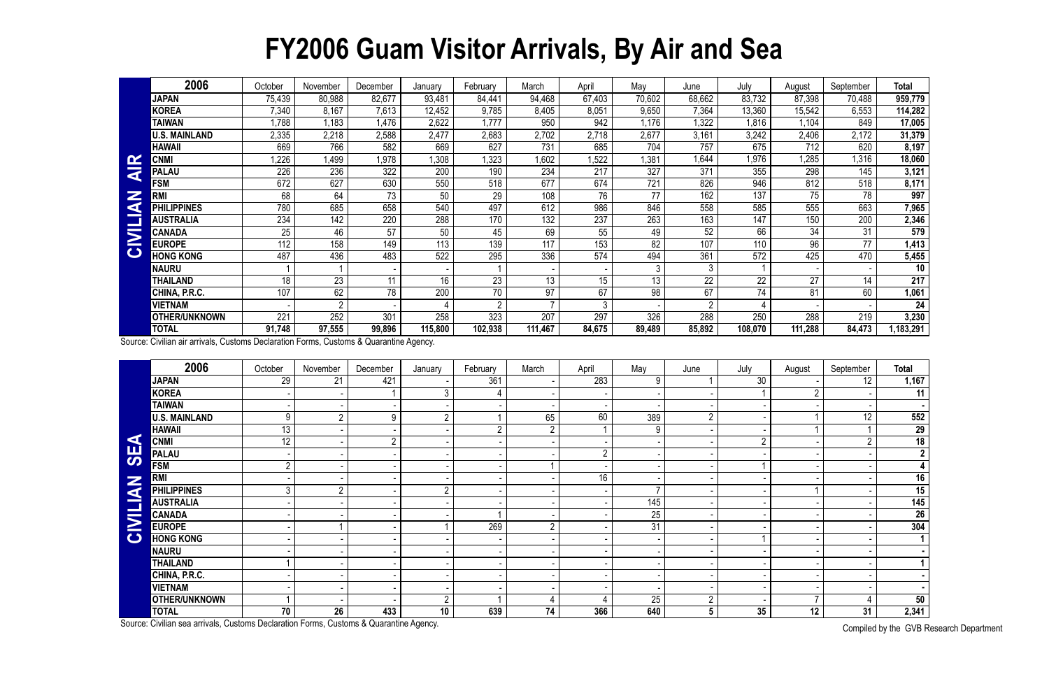# FY2006 Guam Visitor Arrivals, By Air and Sea

**CIVILIAN AIR**

| 2006 | October | November | December | January | February | March | April | May | June | July | August | September | Total |
|---|---|---|---|---|---|---|---|---|---|---|---|---|---|
| JAPAN | 75,439 | 80,988 | 82,677 | 93,481 | 84,441 | 94,468 | 67,403 | 70,602 | 68,662 | 83,732 | 87,398 | 70,488 | 959,779 |
| KOREA | 7,340 | 8,167 | 7,613 | 12,452 | 9,785 | 8,405 | 8,051 | 9,650 | 7,364 | 13,360 | 15,542 | 6,553 | 114,282 |
| TAIWAN | 1,788 | 1,183 | 1,476 | 2,622 | 1,777 | 950 | 942 | 1,176 | 1,322 | 1,816 | 1,104 | 849 | 17,005 |
| U.S. MAINLAND | 2,335 | 2,218 | 2,588 | 2,477 | 2,683 | 2,702 | 2,718 | 2,677 | 3,161 | 3,242 | 2,406 | 2,172 | 31,379 |
| HAWAII | 669 | 766 | 582 | 669 | 627 | 731 | 685 | 704 | 757 | 675 | 712 | 620 | 8,197 |
| CNMI | 1,226 | 1,499 | 1,978 | 1,308 | 1,323 | 1,602 | 1,522 | 1,381 | 1,644 | 1,976 | 1,285 | 1,316 | 18,060 |
| PALAU | 226 | 236 | 322 | 200 | 190 | 234 | 217 | 327 | 371 | 355 | 298 | 145 | 3,121 |
| FSM | 672 | 627 | 630 | 550 | 518 | 677 | 674 | 721 | 826 | 946 | 812 | 518 | 8,171 |
| RMI | 68 | 64 | 73 | 50 | 29 | 108 | 76 | 77 | 162 | 137 | 75 | 78 | 997 |
| PHILIPPINES | 780 | 685 | 658 | 540 | 497 | 612 | 986 | 846 | 558 | 585 | 555 | 663 | 7,965 |
| AUSTRALIA | 234 | 142 | 220 | 288 | 170 | 132 | 237 | 263 | 163 | 147 | 150 | 200 | 2,346 |
| CANADA | 25 | 46 | 57 | 50 | 45 | 69 | 55 | 49 | 52 | 66 | 34 | 31 | 579 |
| EUROPE | 112 | 158 | 149 | 113 | 139 | 117 | 153 | 82 | 107 | 110 | 96 | 77 | 1,413 |
| HONG KONG | 487 | 436 | 483 | 522 | 295 | 336 | 574 | 494 | 361 | 572 | 425 | 470 | 5,455 |
| NAURU | 1 | 1 | - | - | 1 | - | - | 3 | 3 | 1 | - | - | 10 |
| THAILAND | 18 | 23 | 11 | 16 | 23 | 13 | 15 | 13 | 22 | 22 | 27 | 14 | 217 |
| CHINA, P.R.C. | 107 | 62 | 78 | 200 | 70 | 97 | 67 | 98 | 67 | 74 | 81 | 60 | 1,061 |
| VIETNAM | - | 2 | - | 4 | 2 | 7 | 3 | - | 2 | 4 | - | - | 24 |
| OTHER/UNKNOWN | 221 | 252 | 301 | 258 | 323 | 207 | 297 | 326 | 288 | 250 | 288 | 219 | 3,230 |
| **TOTAL** | **91,748** | **97,555** | **99,896** | **115,800** | **102,938** | **111,467** | **84,675** | **89,489** | **85,892** | **108,070** | **111,288** | **84,473** | **1,183,291** |

Source: Civilian air arrivals, Customs Declaration Forms, Customs & Quarantine Agency.

**CIVILIAN SEA**

| 2006 | October | November | December | January | February | March | April | May | June | July | August | September | Total |
|---|---|---|---|---|---|---|---|---|---|---|---|---|---|
| JAPAN | 29 | 21 | 421 | - | 361 | - | 283 | 9 | 1 | 30 | - | 12 | 1,167 |
| KOREA | - | - | 1 | 3 | 4 | - | - | - | - | 1 | 2 | - | 11 |
| TAIWAN | - | - | - | - | - | - | - | - | - | - | - | - | - |
| U.S. MAINLAND | 9 | 2 | 9 | 2 | 1 | 65 | 60 | 389 | 2 | - | 1 | 12 | 552 |
| HAWAII | 13 | - | - | - | 2 | 2 | 1 | 9 | - | - | 1 | 1 | 29 |
| CNMI | 12 | - | 2 | - | - | - | - | - | - | 2 | - | 2 | 18 |
| PALAU | - | - | - | - | - | - | 2 | - | - | - | - | - | 2 |
| FSM | 2 | - | - | - | - | 1 | - | - | - | 1 | - | - | 4 |
| RMI | - | - | - | - | - | - | 16 | - | - | - | - | - | 16 |
| PHILIPPINES | 3 | 2 | - | 2 | - | - | - | 7 | - | - | 1 | - | 15 |
| AUSTRALIA | - | - | - | - | - | - | - | 145 | - | - | - | - | 145 |
| CANADA | - | - | - | - | 1 | - | - | 25 | - | - | - | - | 26 |
| EUROPE | - | 1 | - | 1 | 269 | 2 | - | 31 | - | - | - | - | 304 |
| HONG KONG | - | - | - | - | - | - | - | - | - | 1 | - | - | 1 |
| NAURU | - | - | - | - | - | - | - | - | - | - | - | - | - |
| THAILAND | 1 | - | - | - | - | - | - | - | - | - | - | - | 1 |
| CHINA, P.R.C. | - | - | - | - | - | - | - | - | - | - | - | - | - |
| VIETNAM | - | - | - | - | - | - | - | - | - | - | - | - | - |
| OTHER/UNKNOWN | 1 | - | - | 2 | 1 | 4 | 4 | 25 | 2 | - | 7 | 4 | 50 |
| **TOTAL** | **70** | **26** | **433** | **10** | **639** | **74** | **366** | **640** | **5** | **35** | **12** | **31** | **2,341** |

Source: Civilian sea arrivals, Customs Declaration Forms, Customs & Quarantine Agency.

Compiled by the GVB Research Department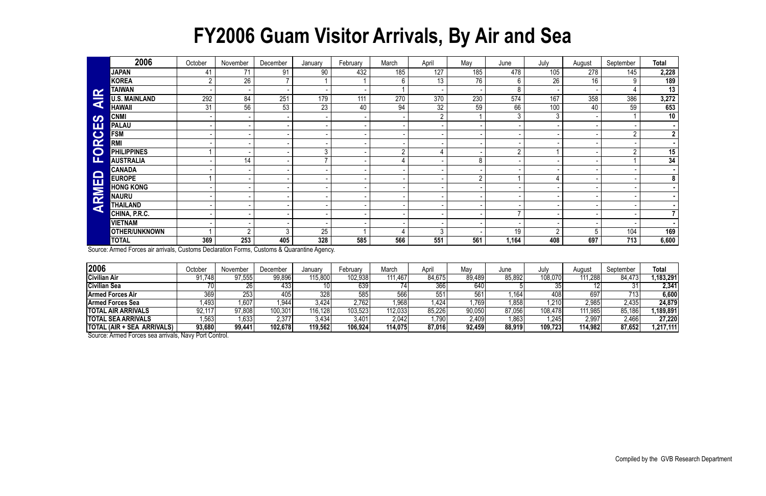# FY2006 Guam Visitor Arrivals, By Air and Sea

| | 2006 | October | November | December | January | February | March | April | May | June | July | August | September | Total |
|---|---|---|---|---|---|---|---|---|---|---|---|---|---|---|
| ARMED FORCES AIR | JAPAN | 41 | 71 | 91 | 90 | 432 | 185 | 127 | 185 | 478 | 105 | 278 | 145 | 2,228 |
| | KOREA | 2 | 26 | 7 | 1 | 1 | 6 | 13 | 76 | 6 | 26 | 16 | 9 | 189 |
| | TAIWAN | - | - | - | - | - | 1 | - | - | 8 | - | - | 4 | 13 |
| | U.S. MAINLAND | 292 | 84 | 251 | 179 | 111 | 270 | 370 | 230 | 574 | 167 | 358 | 386 | 3,272 |
| | HAWAII | 31 | 56 | 53 | 23 | 40 | 94 | 32 | 59 | 66 | 100 | 40 | 59 | 653 |
| | CNMI | - | - | - | - | - | - | 2 | 1 | 3 | 3 | - | 1 | 10 |
| | PALAU | - | - | - | - | - | - | - | - | - | - | - | - | - |
| | FSM | - | - | - | - | - | - | - | - | - | - | - | 2 | 2 |
| | RMI | - | - | - | - | - | - | - | - | - | - | - | - | - |
| | PHILIPPINES | 1 | - | - | 3 | - | 2 | 4 | - | 2 | 1 | - | 2 | 15 |
| | AUSTRALIA | - | 14 | - | 7 | - | 4 | - | 8 | - | - | - | 1 | 34 |
| | CANADA | - | - | - | - | - | - | - | - | - | - | - | - | - |
| | EUROPE | 1 | - | - | - | - | - | - | 2 | 1 | 4 | - | - | 8 |
| | HONG KONG | - | - | - | - | - | - | - | - | - | - | - | - | - |
| | NAURU | - | - | - | - | - | - | - | - | - | - | - | - | - |
| | THAILAND | - | - | - | - | - | - | - | - | - | - | - | - | - |
| | CHINA, P.R.C. | - | - | - | - | - | - | - | - | 7 | - | - | - | 7 |
| | VIETNAM | - | - | - | - | - | - | - | - | - | - | - | - | - |
| | OTHER/UNKNOWN | 1 | 2 | 3 | 25 | 1 | 4 | 3 | - | 19 | 2 | 5 | 104 | 169 |
| | TOTAL | 369 | 253 | 405 | 328 | 585 | 566 | 551 | 561 | 1,164 | 408 | 697 | 713 | 6,600 |

Source: Armed Forces air arrivals, Customs Declaration Forms, Customs & Quarantine Agency.

| 2006 | October | November | December | January | February | March | April | May | June | July | August | September | Total |
|---|---|---|---|---|---|---|---|---|---|---|---|---|---|
| Civilian Air | 91,748 | 97,555 | 99,896 | 115,800 | 102,938 | 111,467 | 84,675 | 89,489 | 85,892 | 108,070 | 111,288 | 84,473 | 1,183,291 |
| Civilian Sea | 70 | 26 | 433 | 10 | 639 | 74 | 366 | 640 | 5 | 35 | 12 | 31 | 2,341 |
| Armed Forces Air | 369 | 253 | 405 | 328 | 585 | 566 | 551 | 561 | 1,164 | 408 | 697 | 713 | 6,600 |
| Armed Forces Sea | 1,493 | 1,607 | 1,944 | 3,424 | 2,762 | 1,968 | 1,424 | 1,769 | 1,858 | 1,210 | 2,985 | 2,435 | 24,879 |
| TOTAL AIR ARRIVALS | 92,117 | 97,808 | 100,301 | 116,128 | 103,523 | 112,033 | 85,226 | 90,050 | 87,056 | 108,478 | 111,985 | 85,186 | 1,189,891 |
| TOTAL SEA ARRIVALS | 1,563 | 1,633 | 2,377 | 3,434 | 3,401 | 2,042 | 1,790 | 2,409 | 1,863 | 1,245 | 2,997 | 2,466 | 27,220 |
| TOTAL (AIR + SEA ARRIVALS) | 93,680 | 99,441 | 102,678 | 119,562 | 106,924 | 114,075 | 87,016 | 92,459 | 88,919 | 109,723 | 114,982 | 87,652 | 1,217,111 |

Source: Armed Forces sea arrivals, Navy Port Control.

Compiled by the GVB Research Department